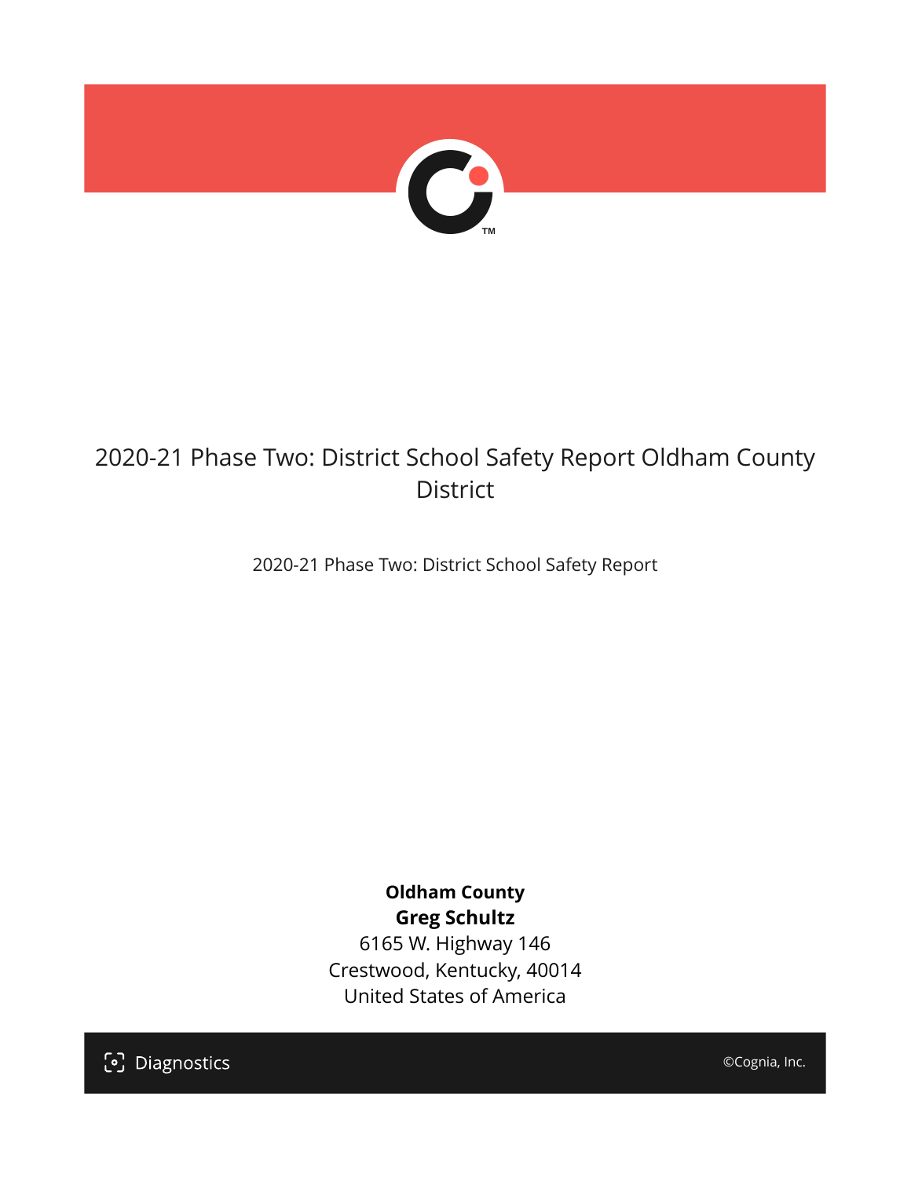# 2020-21 Phase Two: District School Safety Report Oldham County District

2020-21 Phase Two: District School Safety Report

**Oldham County**
**Greg Schultz**
6165 W. Highway 146
Crestwood, Kentucky, 40014
United States of America

Diagnostics

©Cognia, Inc.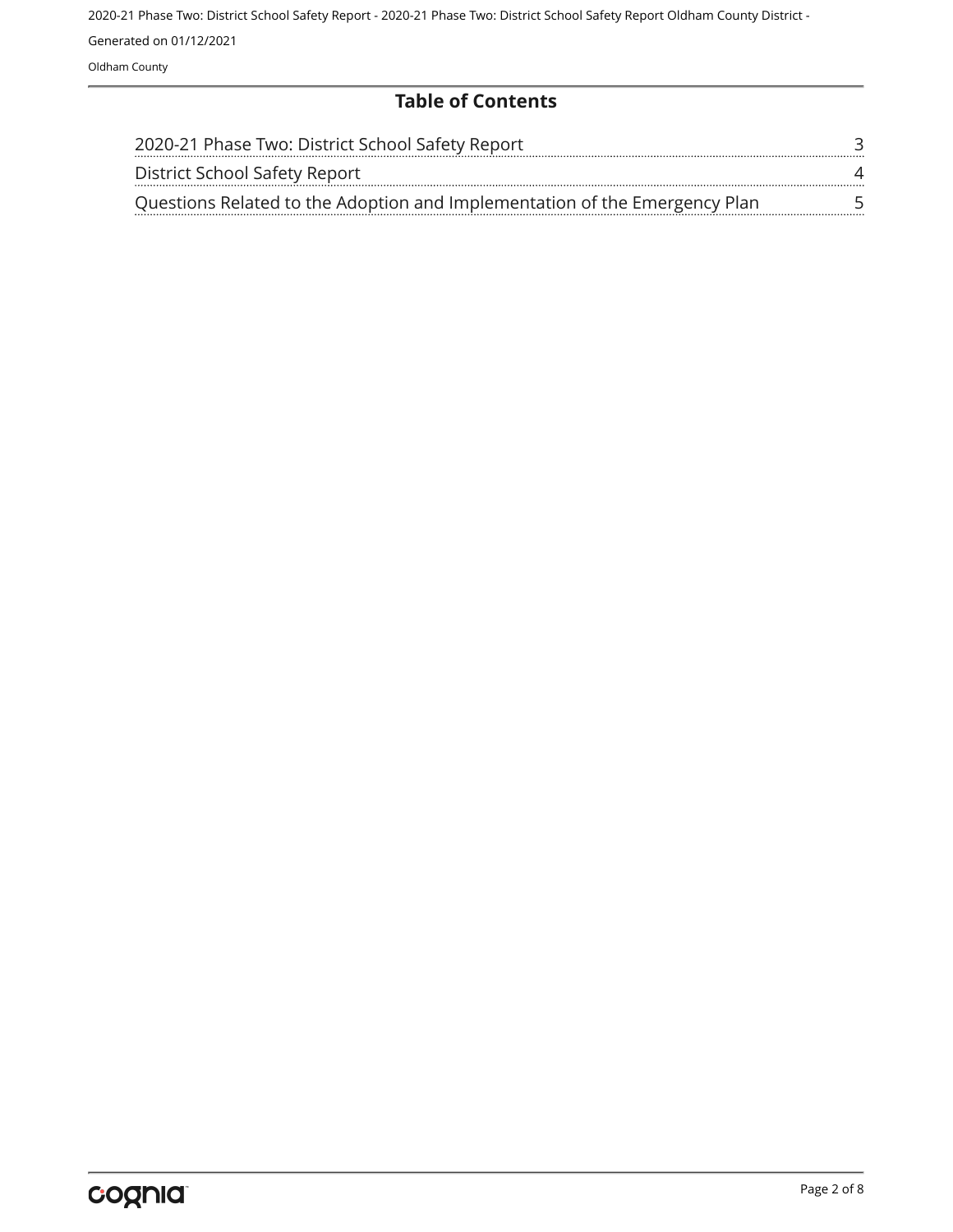# Table of Contents

| | |
|---|---|
| 2020-21 Phase Two: District School Safety Report | 3 |
| District School Safety Report | 4 |
| Questions Related to the Adoption and Implementation of the Emergency Plan | 5 |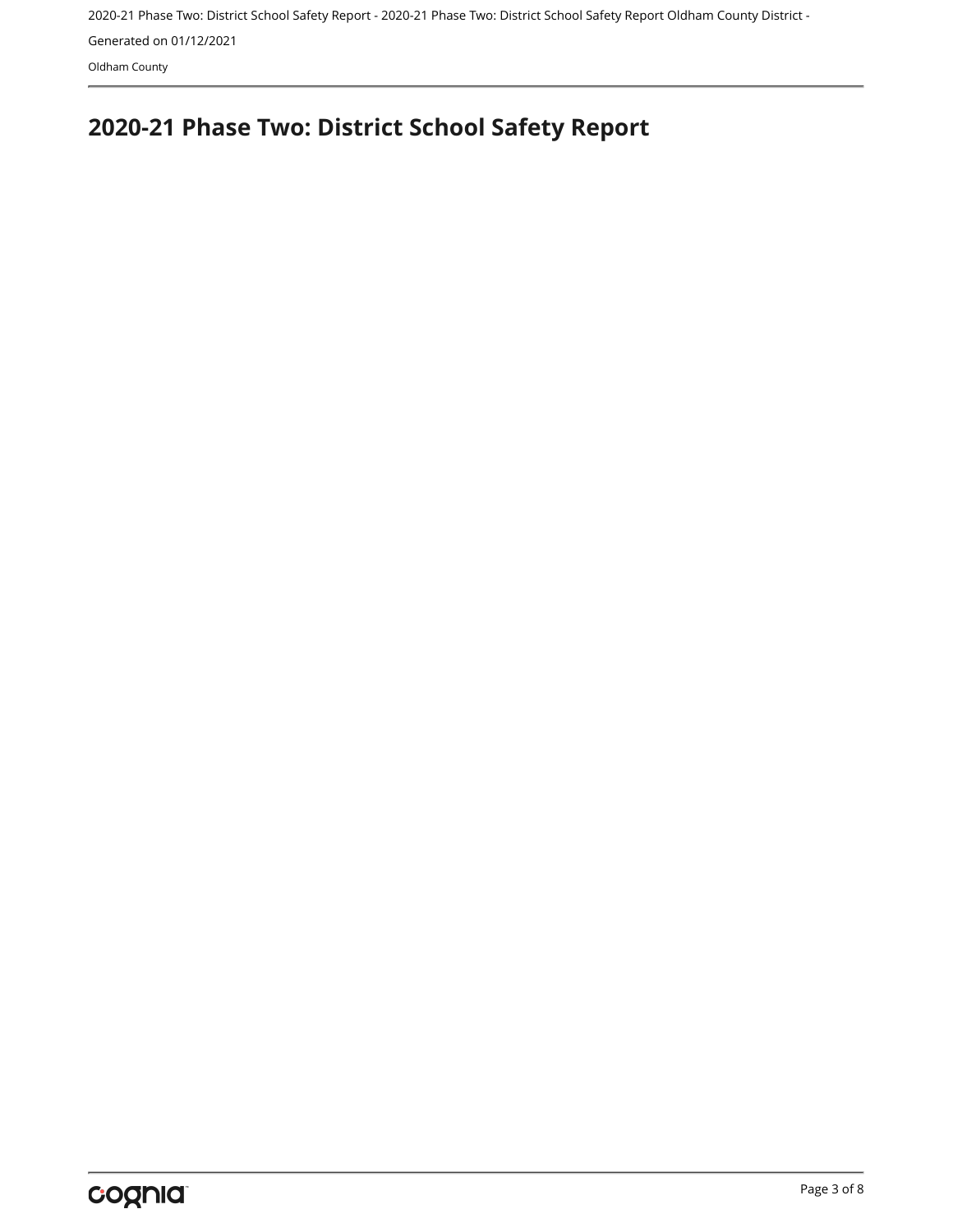# 2020-21 Phase Two: District School Safety Report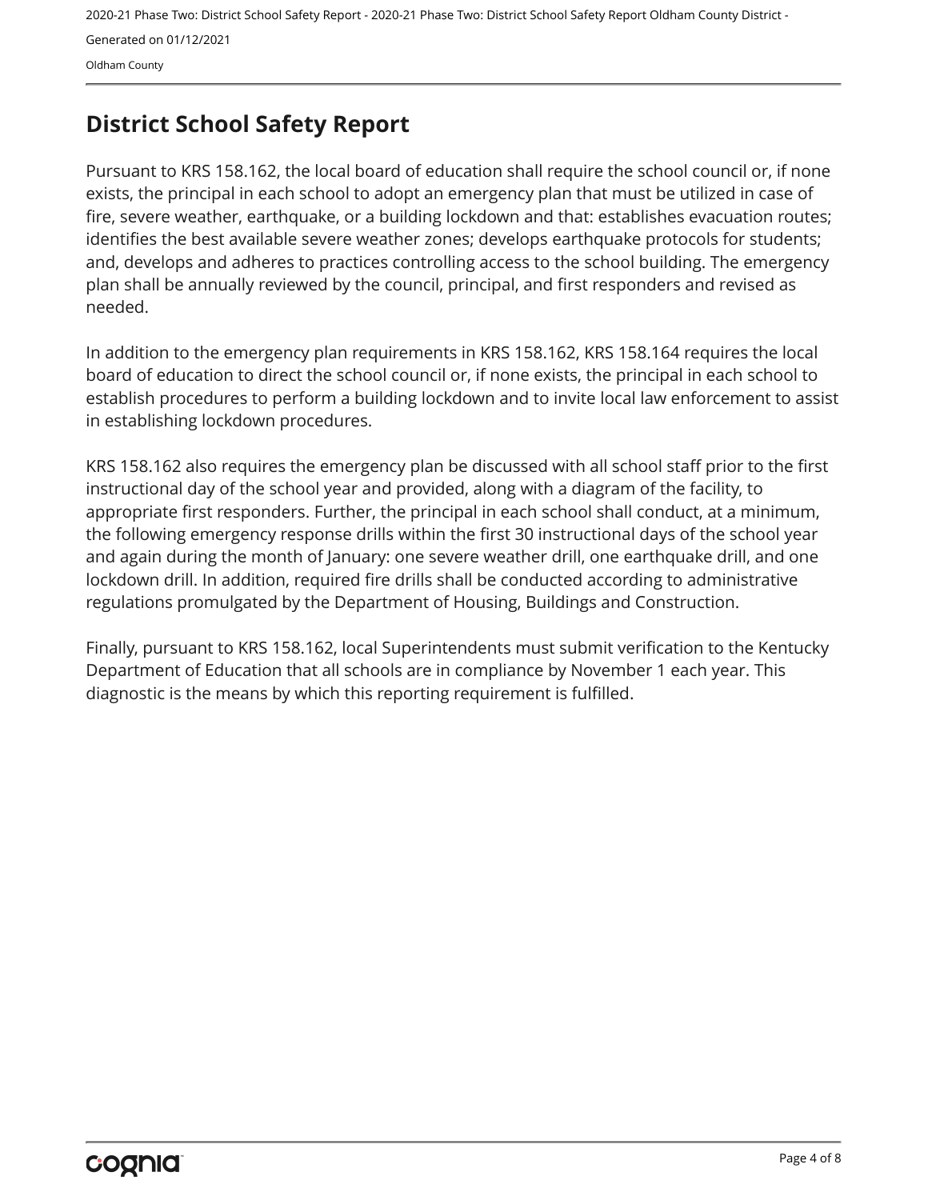# District School Safety Report

Pursuant to KRS 158.162, the local board of education shall require the school council or, if none exists, the principal in each school to adopt an emergency plan that must be utilized in case of fire, severe weather, earthquake, or a building lockdown and that: establishes evacuation routes; identifies the best available severe weather zones; develops earthquake protocols for students; and, develops and adheres to practices controlling access to the school building. The emergency plan shall be annually reviewed by the council, principal, and first responders and revised as needed.

In addition to the emergency plan requirements in KRS 158.162, KRS 158.164 requires the local board of education to direct the school council or, if none exists, the principal in each school to establish procedures to perform a building lockdown and to invite local law enforcement to assist in establishing lockdown procedures.

KRS 158.162 also requires the emergency plan be discussed with all school staff prior to the first instructional day of the school year and provided, along with a diagram of the facility, to appropriate first responders. Further, the principal in each school shall conduct, at a minimum, the following emergency response drills within the first 30 instructional days of the school year and again during the month of January: one severe weather drill, one earthquake drill, and one lockdown drill. In addition, required fire drills shall be conducted according to administrative regulations promulgated by the Department of Housing, Buildings and Construction.

Finally, pursuant to KRS 158.162, local Superintendents must submit verification to the Kentucky Department of Education that all schools are in compliance by November 1 each year. This diagnostic is the means by which this reporting requirement is fulfilled.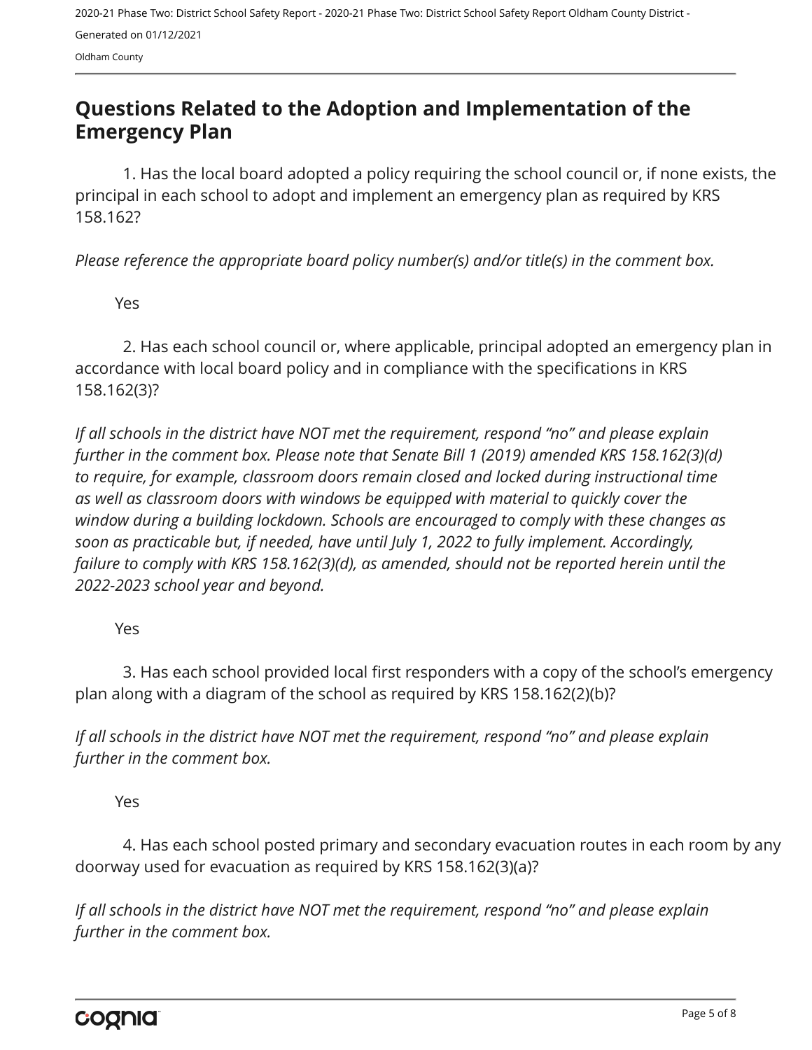## Questions Related to the Adoption and Implementation of the Emergency Plan

1. Has the local board adopted a policy requiring the school council or, if none exists, the principal in each school to adopt and implement an emergency plan as required by KRS 158.162?

*Please reference the appropriate board policy number(s) and/or title(s) in the comment box.*

Yes

2. Has each school council or, where applicable, principal adopted an emergency plan in accordance with local board policy and in compliance with the specifications in KRS 158.162(3)?

*If all schools in the district have NOT met the requirement, respond "no" and please explain further in the comment box. Please note that Senate Bill 1 (2019) amended KRS 158.162(3)(d) to require, for example, classroom doors remain closed and locked during instructional time as well as classroom doors with windows be equipped with material to quickly cover the window during a building lockdown. Schools are encouraged to comply with these changes as soon as practicable but, if needed, have until July 1, 2022 to fully implement. Accordingly, failure to comply with KRS 158.162(3)(d), as amended, should not be reported herein until the 2022-2023 school year and beyond.*

Yes

3. Has each school provided local first responders with a copy of the school's emergency plan along with a diagram of the school as required by KRS 158.162(2)(b)?

*If all schools in the district have NOT met the requirement, respond "no" and please explain further in the comment box.*

Yes

4. Has each school posted primary and secondary evacuation routes in each room by any doorway used for evacuation as required by KRS 158.162(3)(a)?

*If all schools in the district have NOT met the requirement, respond "no" and please explain further in the comment box.*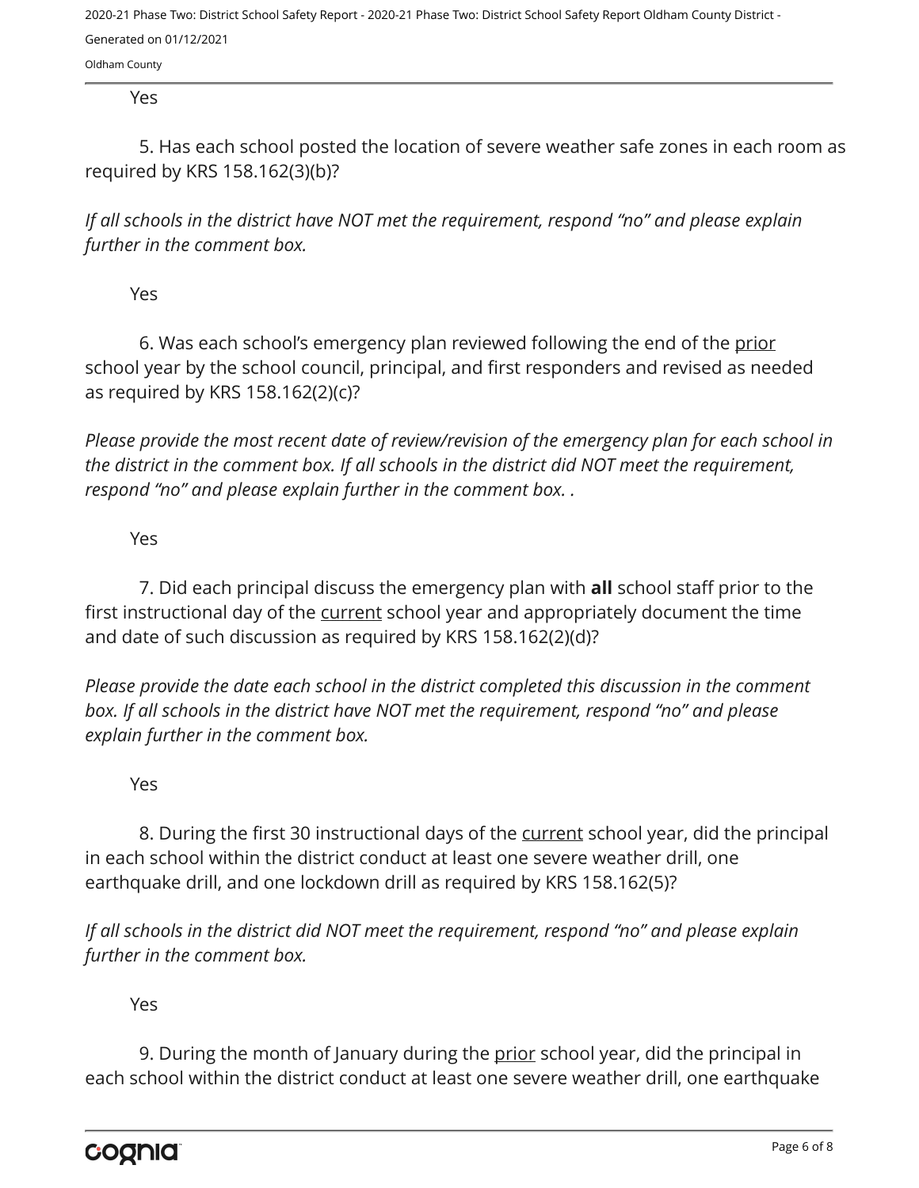Yes

5. Has each school posted the location of severe weather safe zones in each room as required by KRS 158.162(3)(b)?

*If all schools in the district have NOT met the requirement, respond "no" and please explain further in the comment box.*

Yes

6. Was each school's emergency plan reviewed following the end of the prior school year by the school council, principal, and first responders and revised as needed as required by KRS 158.162(2)(c)?

*Please provide the most recent date of review/revision of the emergency plan for each school in the district in the comment box. If all schools in the district did NOT meet the requirement, respond "no" and please explain further in the comment box. .*

Yes

7. Did each principal discuss the emergency plan with **all** school staff prior to the first instructional day of the current school year and appropriately document the time and date of such discussion as required by KRS 158.162(2)(d)?

*Please provide the date each school in the district completed this discussion in the comment box. If all schools in the district have NOT met the requirement, respond "no" and please explain further in the comment box.*

Yes

8. During the first 30 instructional days of the current school year, did the principal in each school within the district conduct at least one severe weather drill, one earthquake drill, and one lockdown drill as required by KRS 158.162(5)?

*If all schools in the district did NOT meet the requirement, respond "no" and please explain further in the comment box.*

Yes

9. During the month of January during the prior school year, did the principal in each school within the district conduct at least one severe weather drill, one earthquake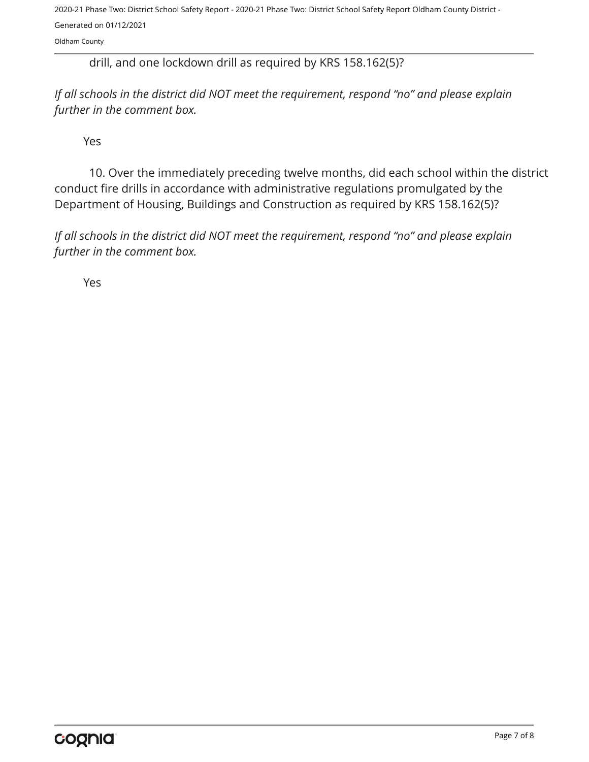drill, and one lockdown drill as required by KRS 158.162(5)?

*If all schools in the district did NOT meet the requirement, respond “no” and please explain further in the comment box.*

Yes

10. Over the immediately preceding twelve months, did each school within the district conduct fire drills in accordance with administrative regulations promulgated by the Department of Housing, Buildings and Construction as required by KRS 158.162(5)?

*If all schools in the district did NOT meet the requirement, respond “no” and please explain further in the comment box.*

Yes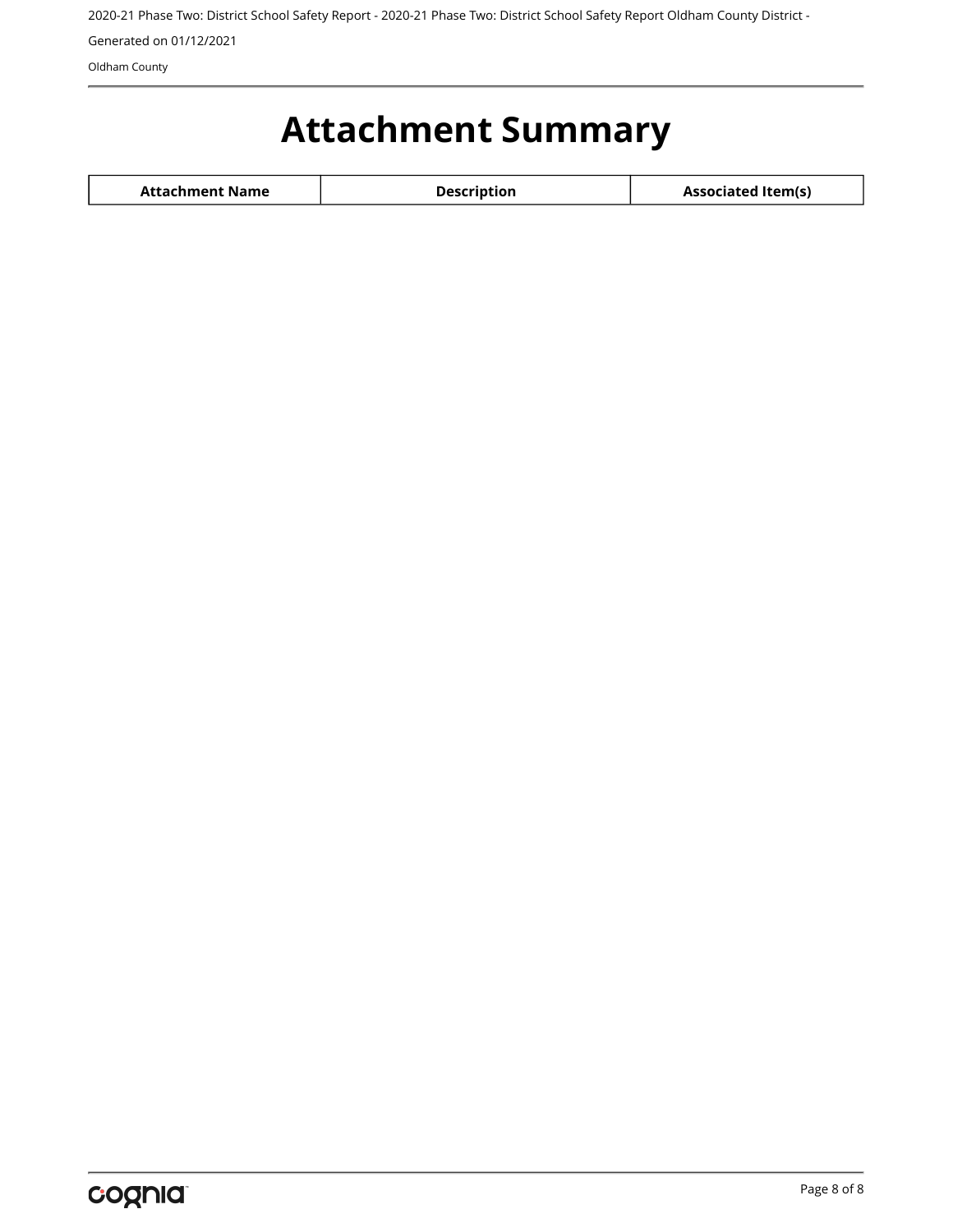# Attachment Summary

| Attachment Name | Description | Associated Item(s) |
| --- | --- | --- |